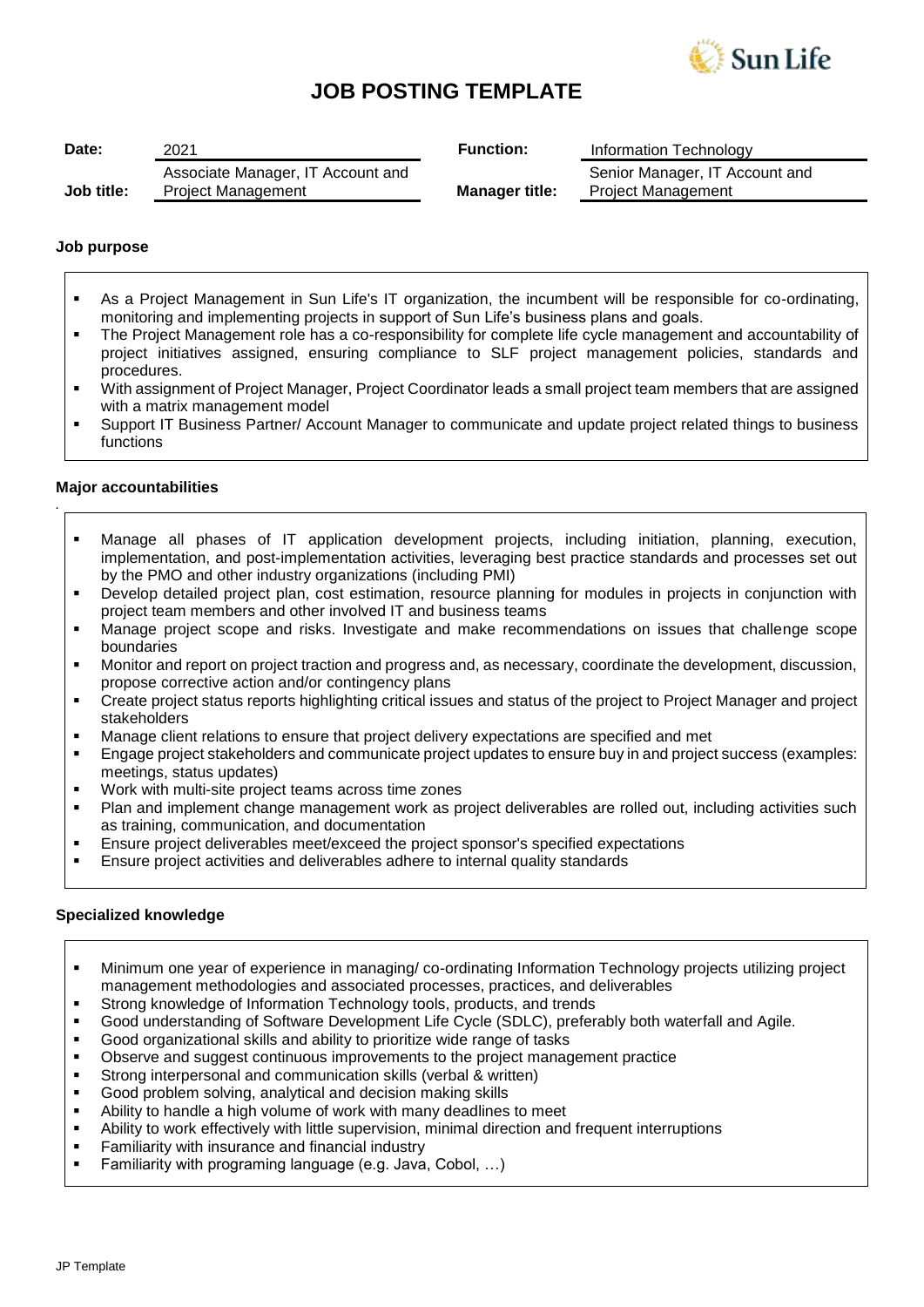# JOB POSTING TEMPLATE

| **Date:** | 2021 | **Function:** | Information Technology |
|---|---|---|---|
| **Job title:** | Associate Manager, IT Account and Project Management | **Manager title:** | Senior Manager, IT Account and Project Management |

### Job purpose

- As a Project Management in Sun Life's IT organization, the incumbent will be responsible for co-ordinating, monitoring and implementing projects in support of Sun Life's business plans and goals.
- The Project Management role has a co-responsibility for complete life cycle management and accountability of project initiatives assigned, ensuring compliance to SLF project management policies, standards and procedures.
- With assignment of Project Manager, Project Coordinator leads a small project team members that are assigned with a matrix management model
- Support IT Business Partner/ Account Manager to communicate and update project related things to business functions

### Major accountabilities

- Manage all phases of IT application development projects, including initiation, planning, execution, implementation, and post-implementation activities, leveraging best practice standards and processes set out by the PMO and other industry organizations (including PMI)
- Develop detailed project plan, cost estimation, resource planning for modules in projects in conjunction with project team members and other involved IT and business teams
- Manage project scope and risks. Investigate and make recommendations on issues that challenge scope boundaries
- Monitor and report on project traction and progress and, as necessary, coordinate the development, discussion, propose corrective action and/or contingency plans
- Create project status reports highlighting critical issues and status of the project to Project Manager and project stakeholders
- Manage client relations to ensure that project delivery expectations are specified and met
- Engage project stakeholders and communicate project updates to ensure buy in and project success (examples: meetings, status updates)
- Work with multi-site project teams across time zones
- Plan and implement change management work as project deliverables are rolled out, including activities such as training, communication, and documentation
- Ensure project deliverables meet/exceed the project sponsor's specified expectations
- Ensure project activities and deliverables adhere to internal quality standards

### Specialized knowledge

- Minimum one year of experience in managing/ co-ordinating Information Technology projects utilizing project management methodologies and associated processes, practices, and deliverables
- Strong knowledge of Information Technology tools, products, and trends
- Good understanding of Software Development Life Cycle (SDLC), preferably both waterfall and Agile.
- Good organizational skills and ability to prioritize wide range of tasks
- Observe and suggest continuous improvements to the project management practice
- Strong interpersonal and communication skills (verbal & written)
- Good problem solving, analytical and decision making skills
- Ability to handle a high volume of work with many deadlines to meet
- Ability to work effectively with little supervision, minimal direction and frequent interruptions
- Familiarity with insurance and financial industry
- Familiarity with programing language (e.g. Java, Cobol, …)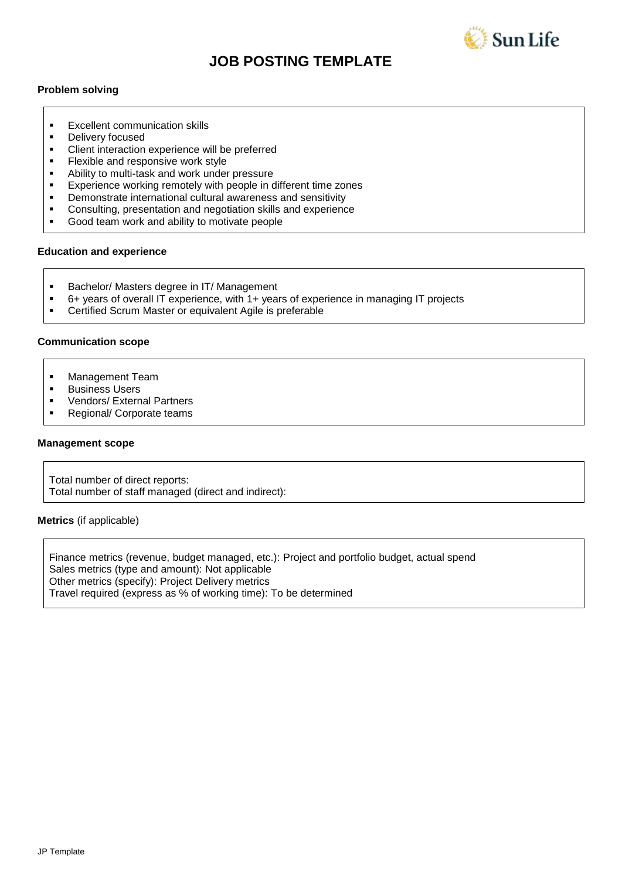# JOB POSTING TEMPLATE

**Problem solving**

- Excellent communication skills
- Delivery focused
- Client interaction experience will be preferred
- Flexible and responsive work style
- Ability to multi-task and work under pressure
- Experience working remotely with people in different time zones
- Demonstrate international cultural awareness and sensitivity
- Consulting, presentation and negotiation skills and experience
- Good team work and ability to motivate people

**Education and experience**

- Bachelor/ Masters degree in IT/ Management
- 6+ years of overall IT experience, with 1+ years of experience in managing IT projects
- Certified Scrum Master or equivalent Agile is preferable

**Communication scope**

- Management Team
- Business Users
- Vendors/ External Partners
- Regional/ Corporate teams

**Management scope**

Total number of direct reports:
Total number of staff managed (direct and indirect):

**Metrics** (if applicable)

Finance metrics (revenue, budget managed, etc.): Project and portfolio budget, actual spend
Sales metrics (type and amount): Not applicable
Other metrics (specify): Project Delivery metrics
Travel required (express as % of working time): To be determined